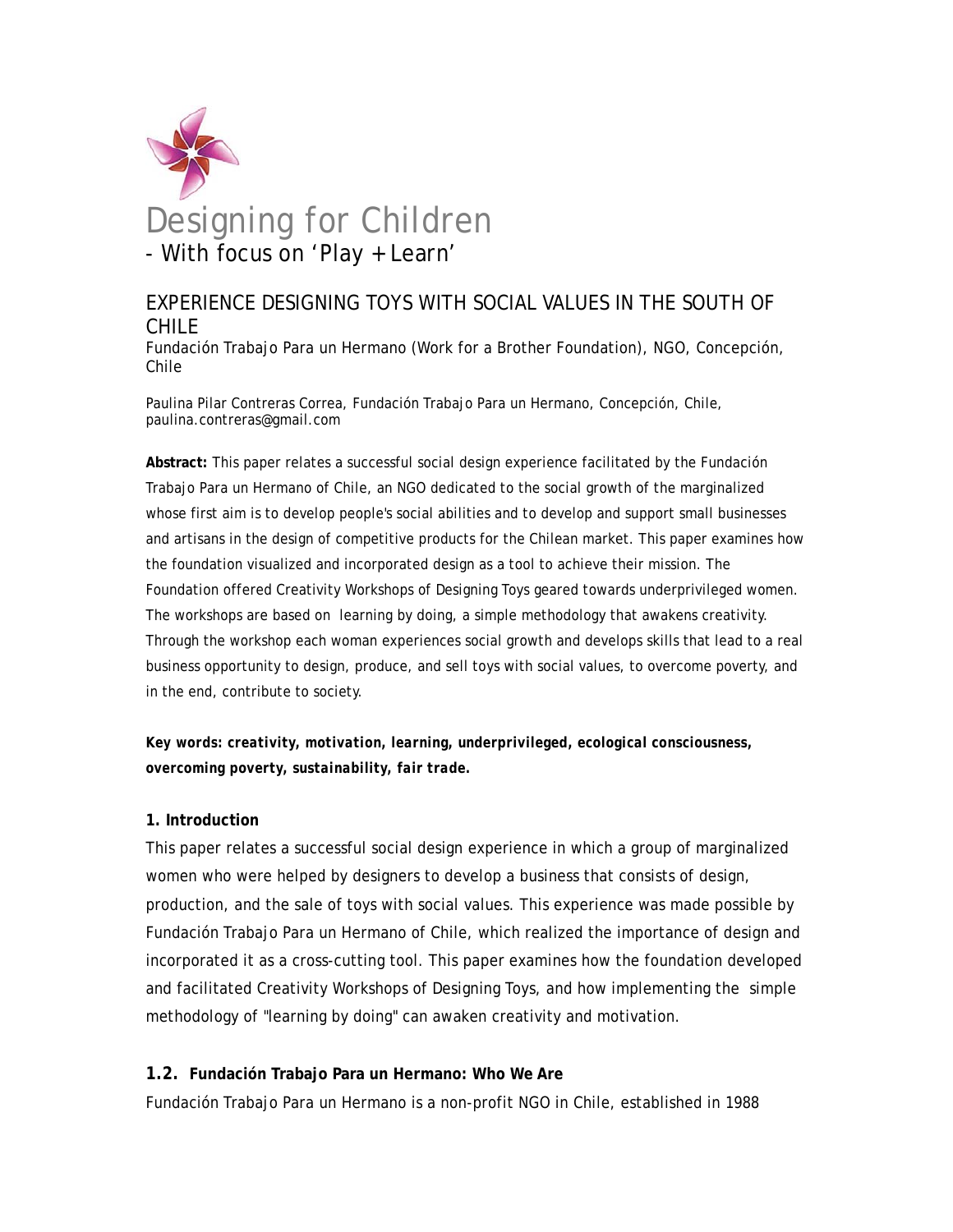# Designing for Children

## - With focus on 'Play + Learn'

## EXPERIENCE DESIGNING TOYS WITH SOCIAL VALUES IN THE SOUTH OF CHILE

Fundación Trabajo Para un Hermano (Work for a Brother Foundation), NGO, Concepción, Chile

Paulina Pilar Contreras Correa, Fundación Trabajo Para un Hermano, Concepción, Chile, paulina.contreras@gmail.com

**Abstract:** This paper relates a successful social design experience facilitated by the Fundación Trabajo Para un Hermano of Chile, an NGO dedicated to the social growth of the marginalized whose first aim is to develop people's social abilities and to develop and support small businesses and artisans in the design of competitive products for the Chilean market. This paper examines how the foundation visualized and incorporated design as a tool to achieve their mission. The Foundation offered Creativity Workshops of Designing Toys geared towards underprivileged women. The workshops are based on learning by doing, a simple methodology that awakens creativity. Through the workshop each woman experiences social growth and develops skills that lead to a real business opportunity to design, produce, and sell toys with social values, to overcome poverty, and in the end, contribute to society.

***Key words: creativity, motivation, learning, underprivileged, ecological consciousness, overcoming poverty, sustainability, fair trade.***

### 1. Introduction

This paper relates a successful social design experience in which a group of marginalized women who were helped by designers to develop a business that consists of design, production, and the sale of toys with social values. This experience was made possible by Fundación Trabajo Para un Hermano of Chile, which realized the importance of design and incorporated it as a cross-cutting tool. This paper examines how the foundation developed and facilitated Creativity Workshops of Designing Toys, and how implementing the simple methodology of "learning by doing" can awaken creativity and motivation.

### 1.2. Fundación Trabajo Para un Hermano: Who We Are

Fundación Trabajo Para un Hermano is a non-profit NGO in Chile, established in 1988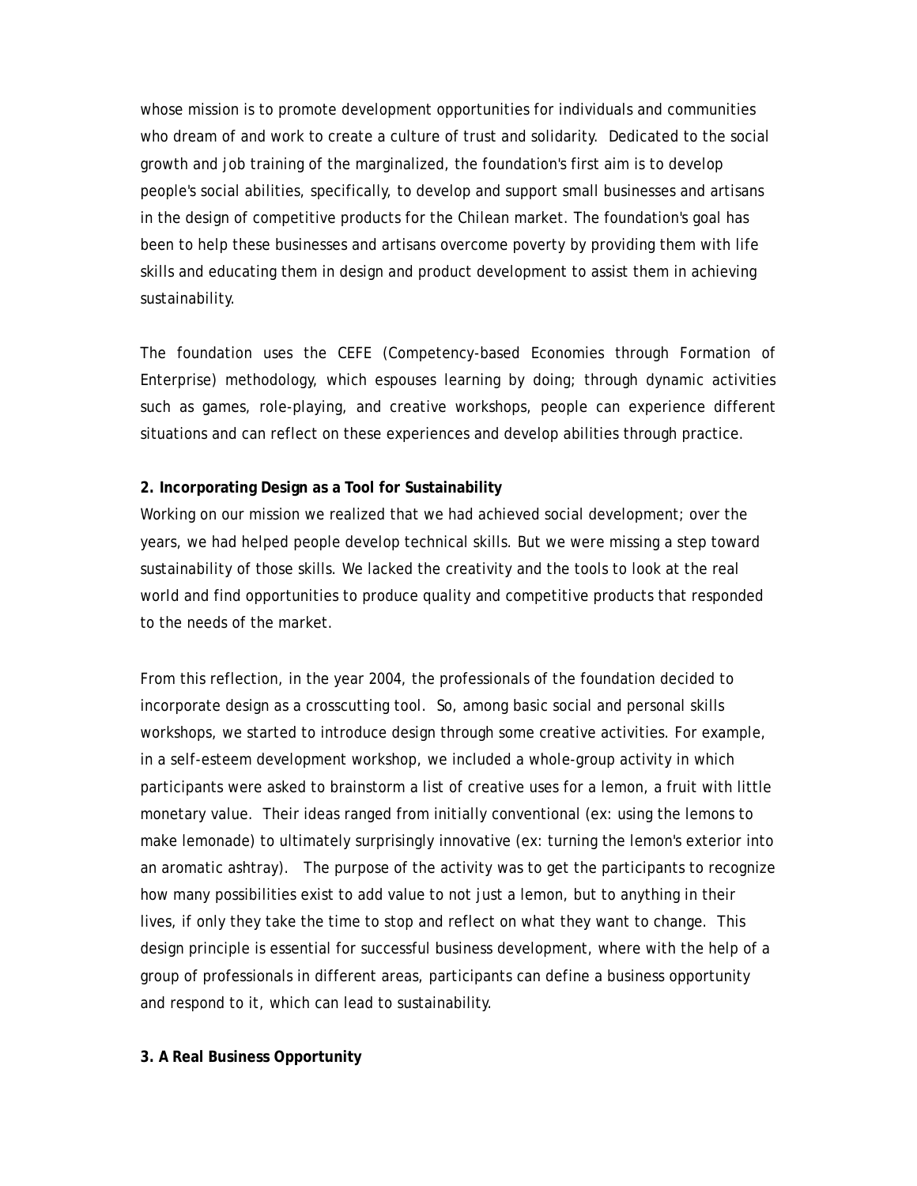whose mission is to promote development opportunities for individuals and communities who dream of and work to create a culture of trust and solidarity. Dedicated to the social growth and job training of the marginalized, the foundation's first aim is to develop people's social abilities, specifically, to develop and support small businesses and artisans in the design of competitive products for the Chilean market. The foundation's goal has been to help these businesses and artisans overcome poverty by providing them with life skills and educating them in design and product development to assist them in achieving sustainability.

The foundation uses the CEFE (Competency-based Economies through Formation of Enterprise) methodology, which espouses learning by doing; through dynamic activities such as games, role-playing, and creative workshops, people can experience different situations and can reflect on these experiences and develop abilities through practice.

**2. Incorporating Design as a Tool for Sustainability**

Working on our mission we realized that we had achieved social development; over the years, we had helped people develop technical skills. But we were missing a step toward sustainability of those skills. We lacked the creativity and the tools to look at the real world and find opportunities to produce quality and competitive products that responded to the needs of the market.

From this reflection, in the year 2004, the professionals of the foundation decided to incorporate design as a crosscutting tool. So, among basic social and personal skills workshops, we started to introduce design through some creative activities. For example, in a self-esteem development workshop, we included a whole-group activity in which participants were asked to brainstorm a list of creative uses for a lemon, a fruit with little monetary value. Their ideas ranged from initially conventional (ex: using the lemons to make lemonade) to ultimately surprisingly innovative (ex: turning the lemon's exterior into an aromatic ashtray). The purpose of the activity was to get the participants to recognize how many possibilities exist to add value to not just a lemon, but to anything in their lives, if only they take the time to stop and reflect on what they want to change. This design principle is essential for successful business development, where with the help of a group of professionals in different areas, participants can define a business opportunity and respond to it, which can lead to sustainability.

**3. A Real Business Opportunity**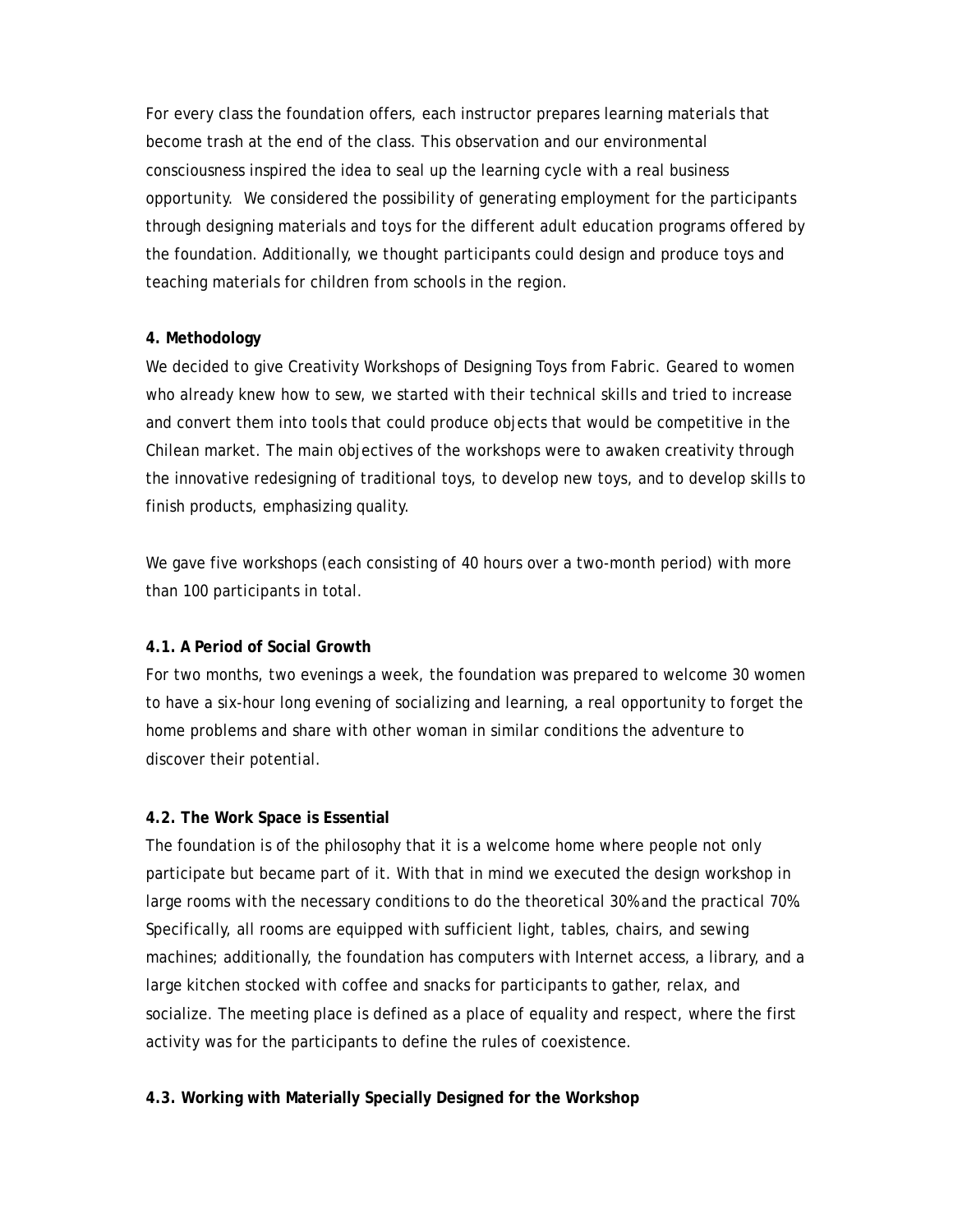For every class the foundation offers, each instructor prepares learning materials that become trash at the end of the class. This observation and our environmental consciousness inspired the idea to seal up the learning cycle with a real business opportunity.  We considered the possibility of generating employment for the participants through designing materials and toys for the different adult education programs offered by the foundation. Additionally, we thought participants could design and produce toys and teaching materials for children from schools in the region.

## 4. Methodology

We decided to give Creativity Workshops of Designing Toys from Fabric. Geared to women who already knew how to sew, we started with their technical skills and tried to increase and convert them into tools that could produce objects that would be competitive in the Chilean market. The main objectives of the workshops were to awaken creativity through the innovative redesigning of traditional toys, to develop new toys, and to develop skills to finish products, emphasizing quality.

We gave five workshops (each consisting of 40 hours over a two-month period) with more than 100 participants in total.

### 4.1. A Period of Social Growth

For two months, two evenings a week, the foundation was prepared to welcome 30 women to have a six-hour long evening of socializing and learning, a real opportunity to forget the home problems and share with other woman in similar conditions the adventure to discover their potential.

### 4.2. The Work Space is Essential

The foundation is of the philosophy that it is a welcome home where people not only participate but became part of it. With that in mind we executed the design workshop in large rooms with the necessary conditions to do the theoretical 30% and the practical 70%. Specifically, all rooms are equipped with sufficient light, tables, chairs, and sewing machines; additionally, the foundation has computers with Internet access, a library, and a large kitchen stocked with coffee and snacks for participants to gather, relax, and socialize. The meeting place is defined as a place of equality and respect, where the first activity was for the participants to define the rules of coexistence.

### 4.3. Working with Materially Specially Designed for the Workshop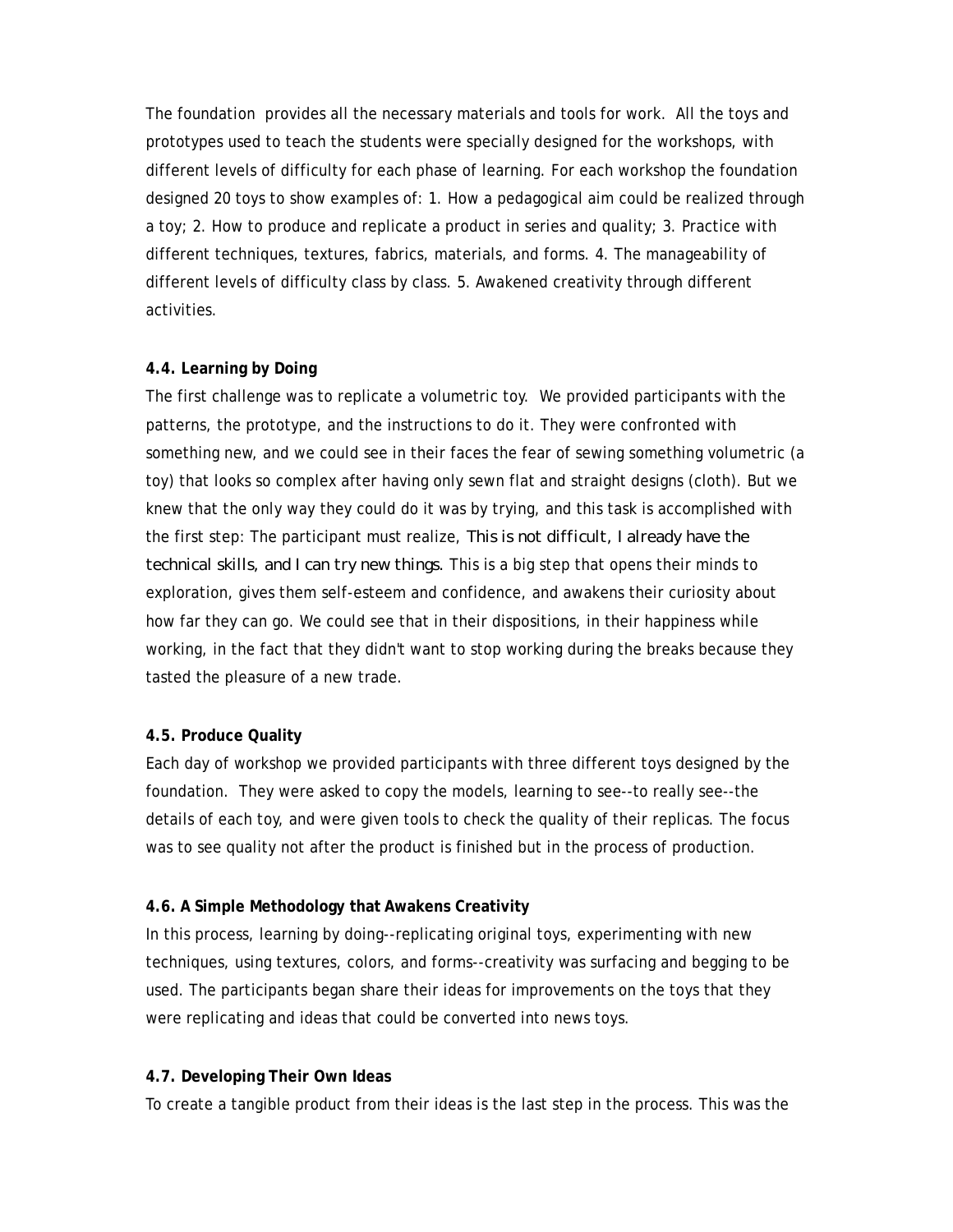The foundation  provides all the necessary materials and tools for work.  All the toys and prototypes used to teach the students were specially designed for the workshops, with different levels of difficulty for each phase of learning. For each workshop the foundation designed 20 toys to show examples of: 1. How a pedagogical aim could be realized through a toy; 2. How to produce and replicate a product in series and quality; 3. Practice with different techniques, textures, fabrics, materials, and forms. 4. The manageability of different levels of difficulty class by class. 5. Awakened creativity through different activities.

**4.4. Learning by Doing**

The first challenge was to replicate a volumetric toy.  We provided participants with the patterns, the prototype, and the instructions to do it. They were confronted with something new, and we could see in their faces the fear of sewing something volumetric (a toy) that looks so complex after having only sewn flat and straight designs (cloth). But we knew that the only way they could do it was by trying, and this task is accomplished with the first step: The participant must realize, *This is not difficult, I already have the technical skills, and I can try new things*. This is a big step that opens their minds to exploration, gives them self-esteem and confidence, and awakens their curiosity about how far they can go. We could see that in their dispositions, in their happiness while working, in the fact that they didn't want to stop working during the breaks because they tasted the pleasure of a new trade.

**4.5. Produce Quality**

Each day of workshop we provided participants with three different toys designed by the foundation.  They were asked to copy the models, learning to see--to really see--the details of each toy, and were given tools to check the quality of their replicas. The focus was to see quality not after the product is finished but in the process of production.

**4.6. A Simple Methodology that Awakens Creativity**

In this process, learning by doing--replicating original toys, experimenting with new techniques, using textures, colors, and forms--creativity was surfacing and begging to be used. The participants began share their ideas for improvements on the toys that they were replicating and ideas that could be converted into news toys.

**4.7. Developing Their Own Ideas**

To create a tangible product from their ideas is the last step in the process. This was the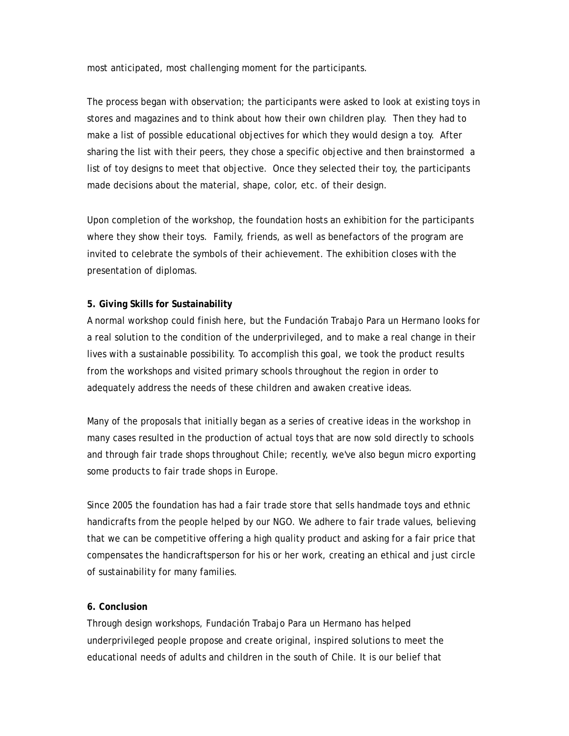most anticipated, most challenging moment for the participants.

The process began with observation; the participants were asked to look at existing toys in stores and magazines and to think about how their own children play. Then they had to make a list of possible educational objectives for which they would design a toy. After sharing the list with their peers, they chose a specific objective and then brainstormed a list of toy designs to meet that objective. Once they selected their toy, the participants made decisions about the material, shape, color, etc. of their design.

Upon completion of the workshop, the foundation hosts an exhibition for the participants where they show their toys. Family, friends, as well as benefactors of the program are invited to celebrate the symbols of their achievement. The exhibition closes with the presentation of diplomas.

**5. Giving Skills for Sustainability**

A normal workshop could finish here, but the Fundación Trabajo Para un Hermano looks for a real solution to the condition of the underprivileged, and to make a real change in their lives with a sustainable possibility. To accomplish this goal, we took the product results from the workshops and visited primary schools throughout the region in order to adequately address the needs of these children and awaken creative ideas.

Many of the proposals that initially began as a series of creative ideas in the workshop in many cases resulted in the production of actual toys that are now sold directly to schools and through fair trade shops throughout Chile; recently, we've also begun micro exporting some products to fair trade shops in Europe.

Since 2005 the foundation has had a fair trade store that sells handmade toys and ethnic handicrafts from the people helped by our NGO. We adhere to fair trade values, believing that we can be competitive offering a high quality product and asking for a fair price that compensates the handicraftsperson for his or her work, creating an ethical and just circle of sustainability for many families.

**6. Conclusion**

Through design workshops, Fundación Trabajo Para un Hermano has helped underprivileged people propose and create original, inspired solutions to meet the educational needs of adults and children in the south of Chile. It is our belief that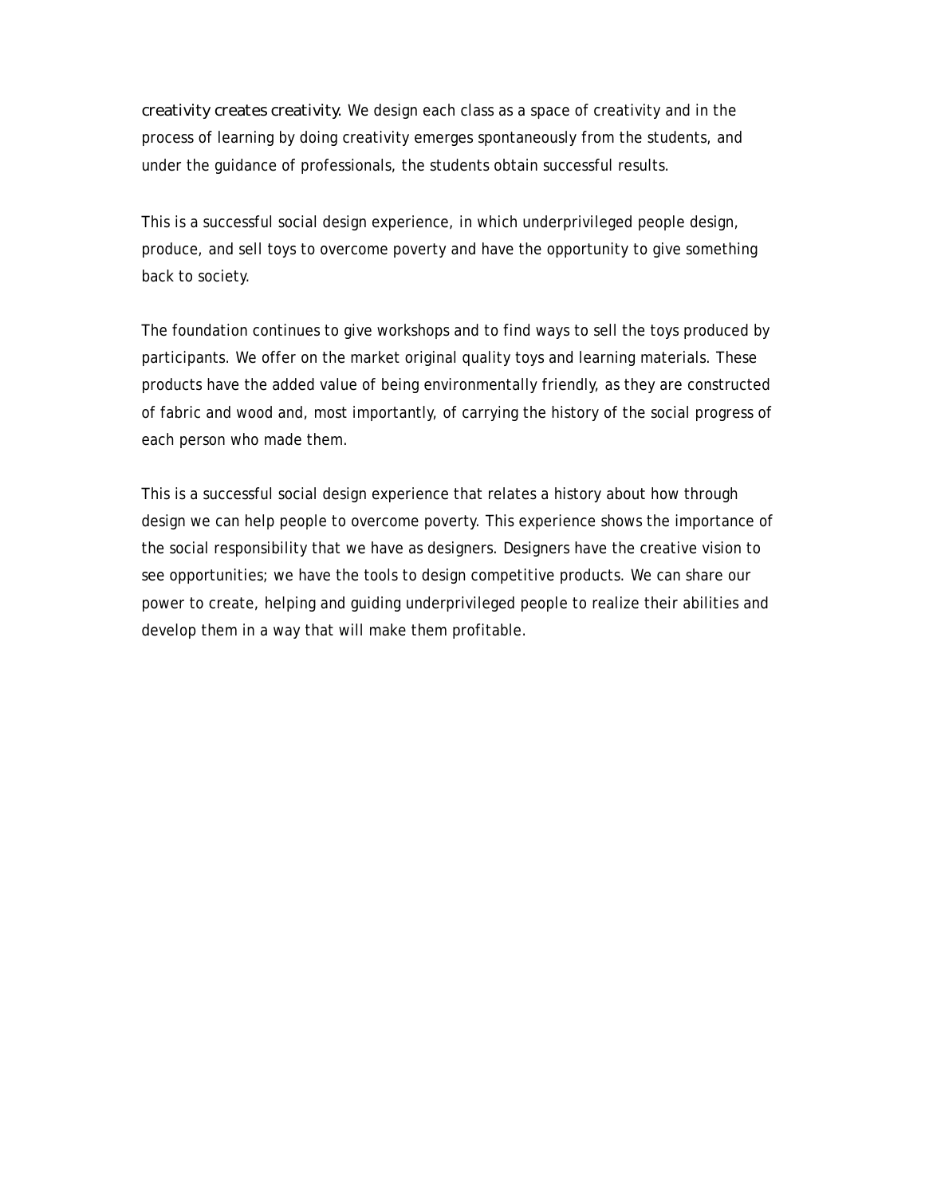creativity creates creativity. We design each class as a space of creativity and in the process of learning by doing creativity emerges spontaneously from the students, and under the guidance of professionals, the students obtain successful results.

This is a successful social design experience, in which underprivileged people design, produce, and sell toys to overcome poverty and have the opportunity to give something back to society.

The foundation continues to give workshops and to find ways to sell the toys produced by participants. We offer on the market original quality toys and learning materials. These products have the added value of being environmentally friendly, as they are constructed of fabric and wood and, most importantly, of carrying the history of the social progress of each person who made them.

This is a successful social design experience that relates a history about how through design we can help people to overcome poverty. This experience shows the importance of the social responsibility that we have as designers. Designers have the creative vision to see opportunities; we have the tools to design competitive products. We can share our power to create, helping and guiding underprivileged people to realize their abilities and develop them in a way that will make them profitable.